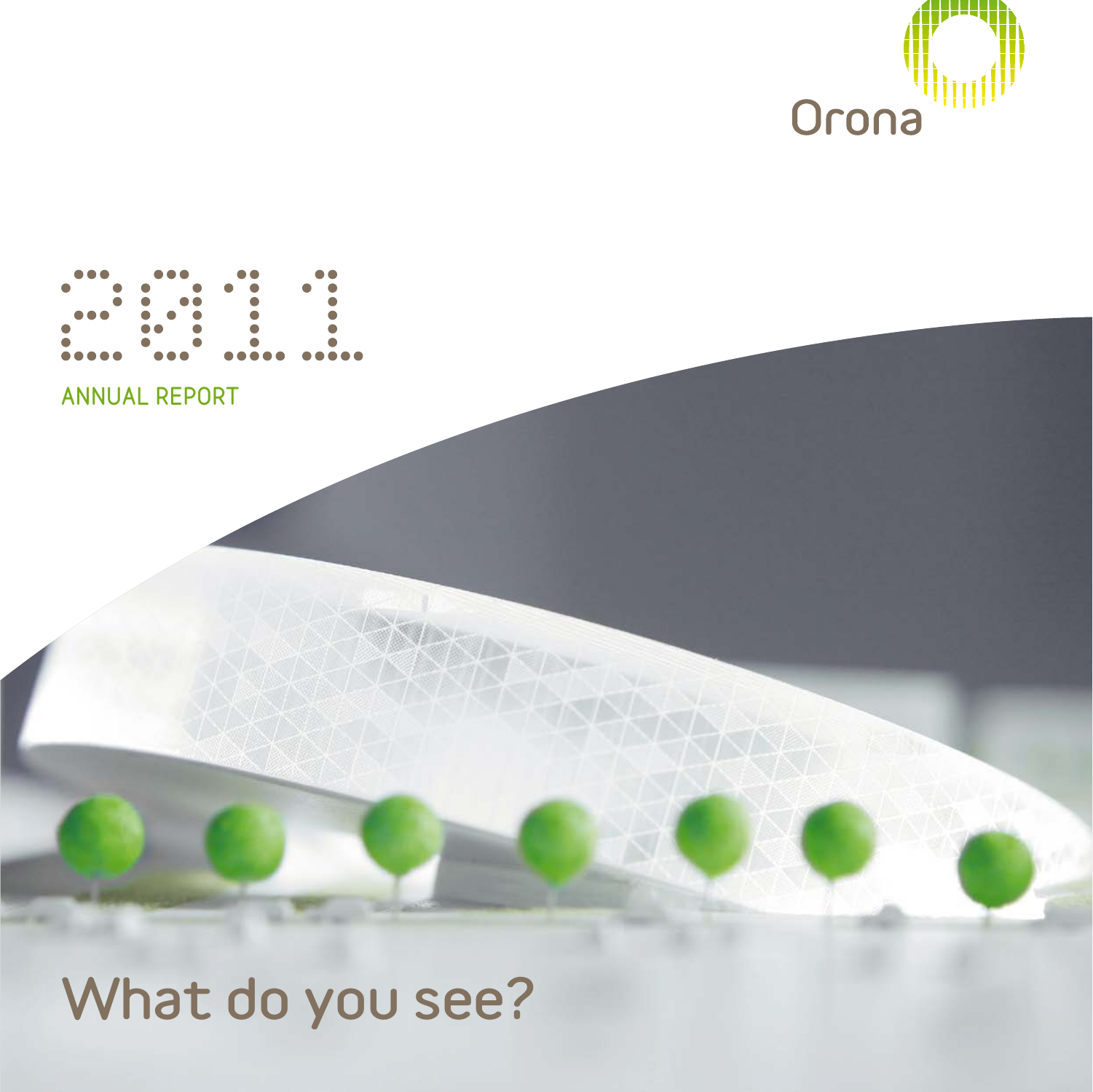Orona

# 2011

ANNUAL REPORT

What do you see?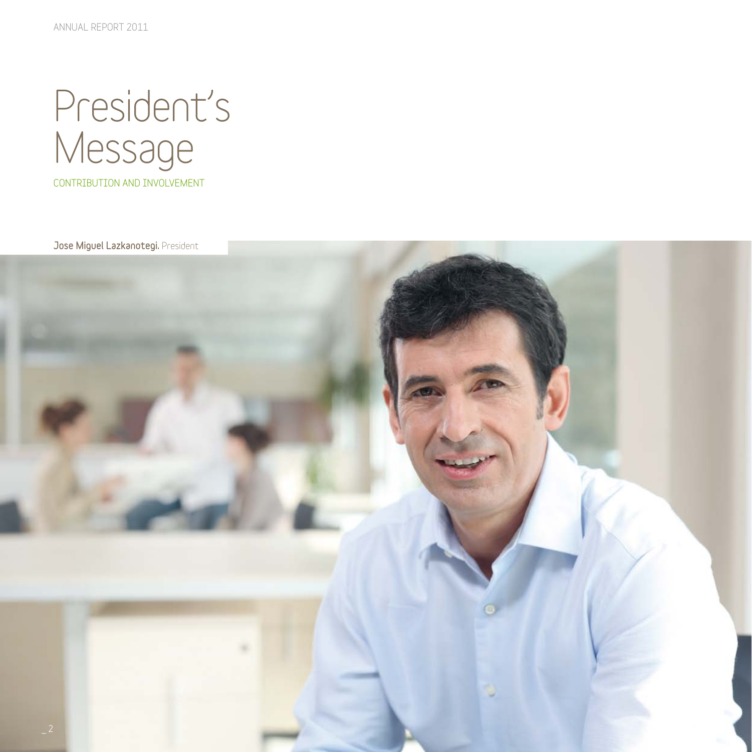# President's Message

CONTRIBUTION AND INVOLVEMENT

**Jose Miguel Lazkanotegi.** President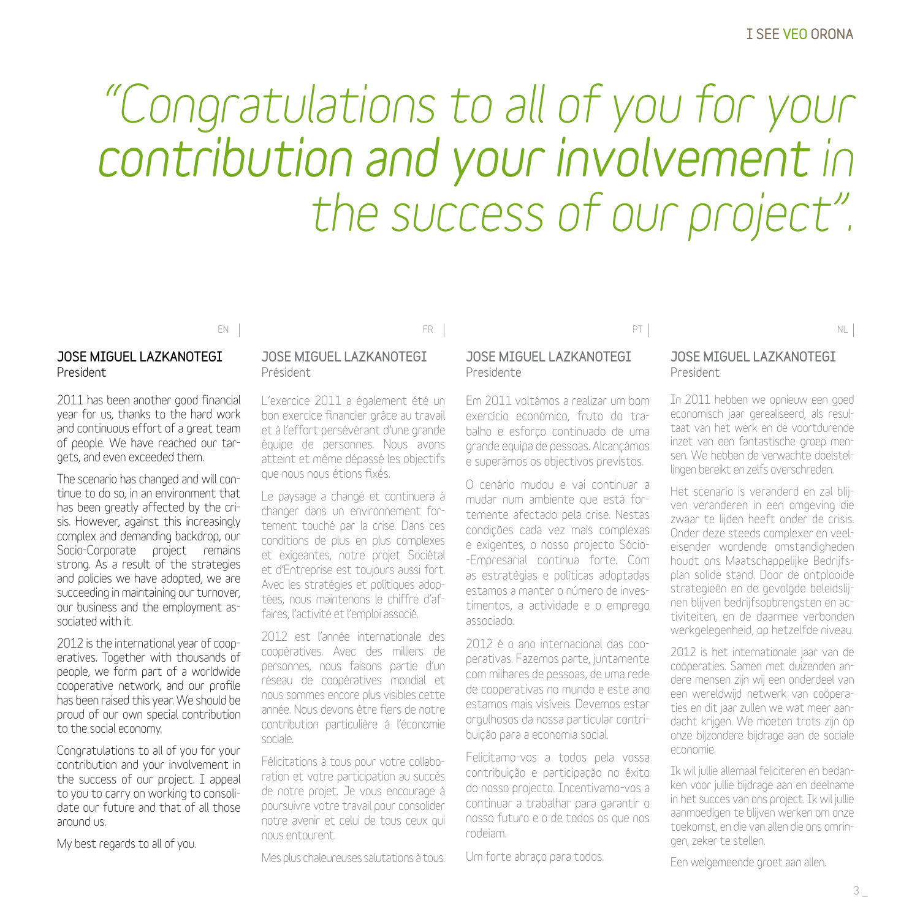# *"Congratulations to all of you for your contribution and your involvement in the success of our project".*

EN

**JOSE MIGUEL LAZKANOTEGI**
President

2011 has been another good financial year for us, thanks to the hard work and continuous effort of a great team of people. We have reached our targets, and even exceeded them.

The scenario has changed and will continue to do so, in an environment that has been greatly affected by the crisis. However, against this increasingly complex and demanding backdrop, our Socio-Corporate project remains strong. As a result of the strategies and policies we have adopted, we are succeeding in maintaining our turnover, our business and the employment associated with it.

2012 is the international year of cooperatives. Together with thousands of people, we form part of a worldwide cooperative network, and our profile has been raised this year. We should be proud of our own special contribution to the social economy.

Congratulations to all of you for your contribution and your involvement in the success of our project. I appeal to you to carry on working to consolidate our future and that of all those around us.

My best regards to all of you.

FR

**JOSE MIGUEL LAZKANOTEGI**
Président

L'exercice 2011 a également été un bon exercice financier grâce au travail et à l'effort persévérant d'une grande équipe de personnes. Nous avons atteint et même dépassé les objectifs que nous nous étions fixés.

Le paysage a changé et continuera à changer dans un environnement fortement touché par la crise. Dans ces conditions de plus en plus complexes et exigeantes, notre projet Sociétal et d'Entreprise est toujours aussi fort. Avec les stratégies et politiques adoptées, nous maintenons le chiffre d'affaires, l'activité et l'emploi associé.

2012 est l'année internationale des coopératives. Avec des milliers de personnes, nous faisons partie d'un réseau de coopératives mondial et nous sommes encore plus visibles cette année. Nous devons être fiers de notre contribution particulière à l'économie sociale.

Félicitations à tous pour votre collaboration et votre participation au succès de notre projet. Je vous encourage à poursuivre votre travail pour consolider notre avenir et celui de tous ceux qui nous entourent.

Mes plus chaleureuses salutations à tous.

PT

**JOSE MIGUEL LAZKANOTEGI**
Presidente

Em 2011 voltámos a realizar um bom exercício económico, fruto do trabalho e esforço continuado de uma grande equipa de pessoas. Alcançámos e superámos os objectivos previstos.

O cenário mudou e vai continuar a mudar num ambiente que está fortemente afectado pela crise. Nestas condições cada vez mais complexas e exigentes, o nosso projecto Sócio-Empresarial continua forte. Com as estratégias e políticas adoptadas estamos a manter o número de investimentos, a actividade e o emprego associado.

2012 é o ano internacional das cooperativas. Fazemos parte, juntamente com milhares de pessoas, de uma rede de cooperativas no mundo e este ano estamos mais visíveis. Devemos estar orgulhosos da nossa particular contribuição para a economia social.

Felicitamo-vos a todos pela vossa contribuição e participação no êxito do nosso projecto. Incentivamo-vos a continuar a trabalhar para garantir o nosso futuro e o de todos os que nos rodeiam.

Um forte abraço para todos.

NL

**JOSE MIGUEL LAZKANOTEGI**
President

In 2011 hebben we opnieuw een goed economisch jaar gerealiseerd, als resultaat van het werk en de voortdurende inzet van een fantastische groep mensen. We hebben de verwachte doelstellingen bereikt en zelfs overschreden.

Het scenario is veranderd en zal blijven veranderen in een omgeving die zwaar te lijden heeft onder de crisis. Onder deze steeds complexer en veeleisender wordende omstandigheden houdt ons Maatschappelijke Bedrijfsplan solide stand. Door de ontplooide strategieën en de gevolgde beleidslijnen blijven bedrijfsopbrengsten en activiteiten, en de daarmee verbonden werkgelegenheid, op hetzelfde niveau.

2012 is het internationale jaar van de coöperaties. Samen met duizenden andere mensen zijn wij een onderdeel van een wereldwijd netwerk van coöperaties en dit jaar zullen we wat meer aandacht krijgen. We moeten trots zijn op onze bijzondere bijdrage aan de sociale economie.

Ik wil jullie allemaal feliciteren en bedanken voor jullie bijdrage aan en deelname in het succes van ons project. Ik wil jullie aanmoedigen te blijven werken om onze toekomst, en die van allen die ons omringen, zeker te stellen.

Een welgemeende groet aan allen.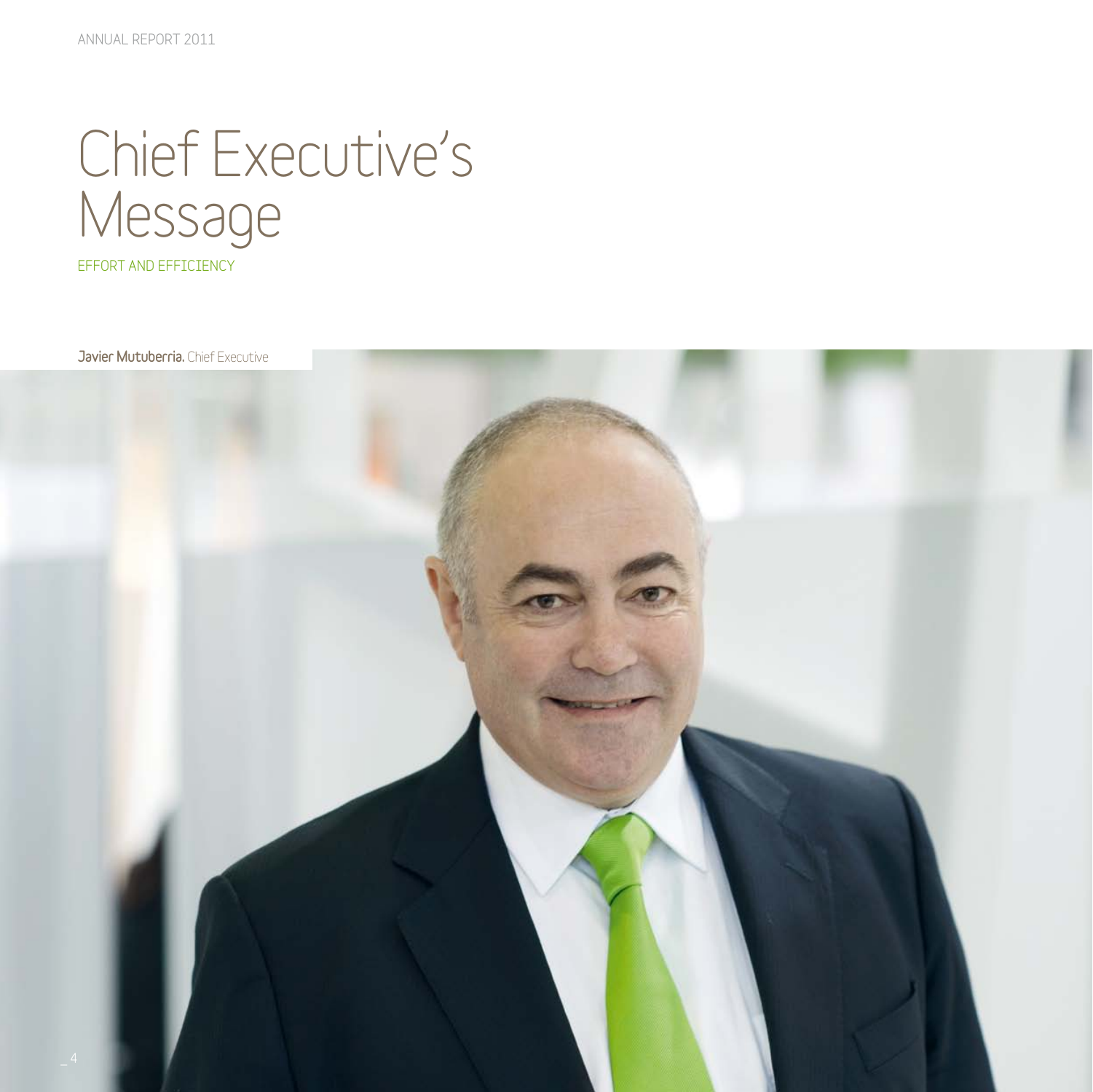# Chief Executive's Message

EFFORT AND EFFICIENCY

**Javier Mutuberria.** Chief Executive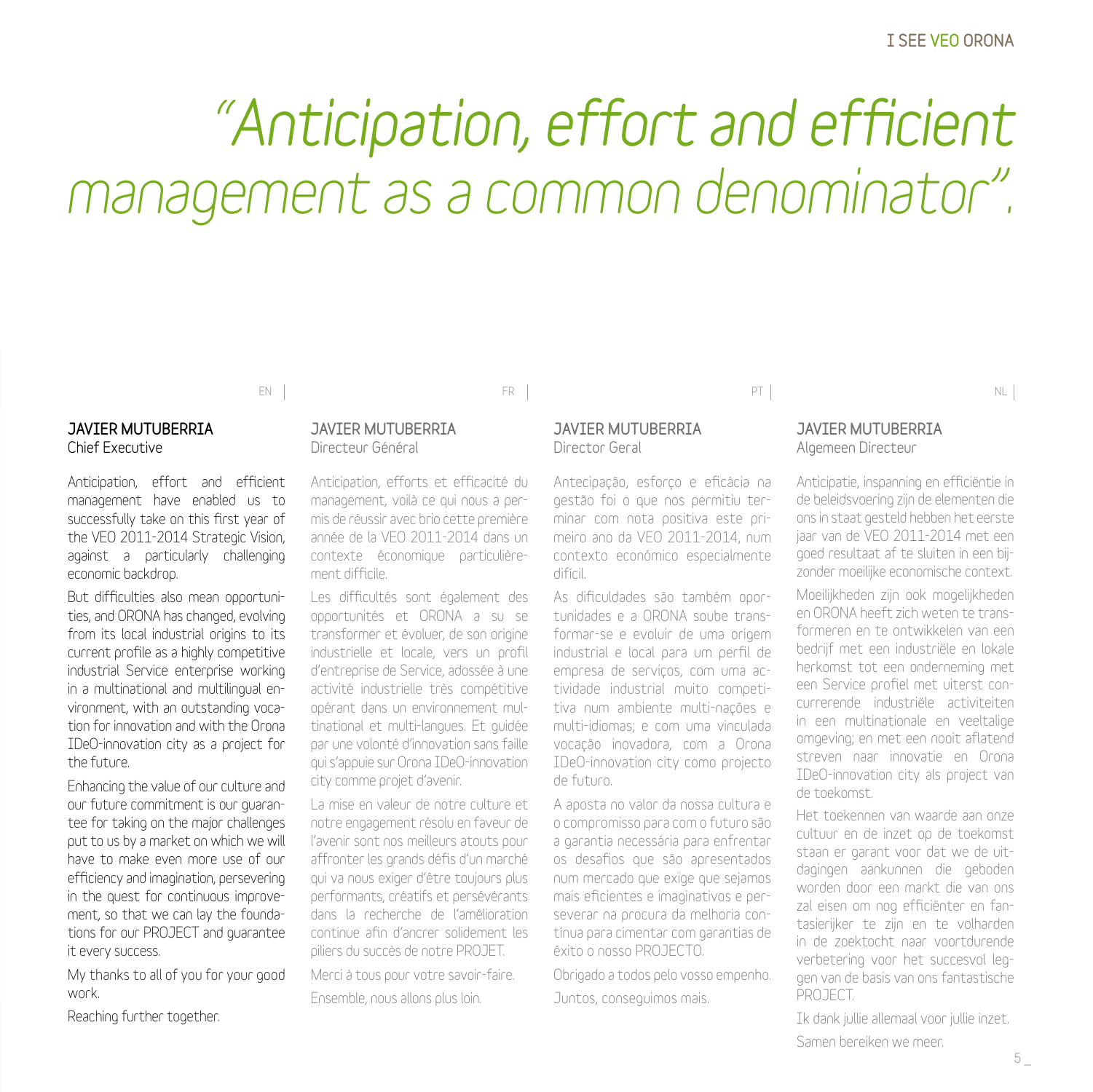# "Anticipation, effort and efficient management as a common denominator".

EN

**JAVIER MUTUBERRIA**
Chief Executive

Anticipation, effort and efficient management have enabled us to successfully take on this first year of the VEO 2011-2014 Strategic Vision, against a particularly challenging economic backdrop.

But difficulties also mean opportunities, and ORONA has changed, evolving from its local industrial origins to its current profile as a highly competitive industrial Service enterprise working in a multinational and multilingual environment, with an outstanding vocation for innovation and with the Orona IDeO-innovation city as a project for the future.

Enhancing the value of our culture and our future commitment is our guarantee for taking on the major challenges put to us by a market on which we will have to make even more use of our efficiency and imagination, persevering in the quest for continuous improvement, so that we can lay the foundations for our PROJECT and guarantee it every success.

My thanks to all of you for your good work.

Reaching further together.

FR

**JAVIER MUTUBERRIA**
Directeur Général

Anticipation, efforts et efficacité du management, voilà ce qui nous a permis de réussir avec brio cette première année de la VEO 2011-2014 dans un contexte économique particulièrement difficile.

Les difficultés sont également des opportunités et ORONA a su se transformer et évoluer, de son origine industrielle et locale, vers un profil d'entreprise de Service, adossée à une activité industrielle très compétitive opérant dans un environnement multinational et multi-langues. Et guidée par une volonté d'innovation sans faille qui s'appuie sur Orona IDeO-innovation city comme projet d'avenir.

La mise en valeur de notre culture et notre engagement résolu en faveur de l'avenir sont nos meilleurs atouts pour affronter les grands défis d'un marché qui va nous exiger d'être toujours plus performants, créatifs et persévérants dans la recherche de l'amélioration continue afin d'ancrer solidement les piliers du succès de notre PROJET.

Merci à tous pour votre savoir-faire.

Ensemble, nous allons plus loin.

PT

**JAVIER MUTUBERRIA**
Director Geral

Antecipação, esforço e eficácia na gestão foi o que nos permitiu terminar com nota positiva este primeiro ano da VEO 2011-2014, num contexto económico especialmente difícil.

As dificuldades são também oportunidades e a ORONA soube transformar-se e evoluir de uma origem industrial e local para um perfil de empresa de serviços, com uma actividade industrial muito competitiva num ambiente multi-nações e multi-idiomas; e com uma vinculada vocação inovadora, com a Orona IDeO-innovation city como projecto de futuro.

A aposta no valor da nossa cultura e o compromisso para com o futuro são a garantia necessária para enfrentar os desafios que são apresentados num mercado que exige que sejamos mais eficientes e imaginativos e perseverar na procura da melhoria contínua para cimentar com garantias de êxito o nosso PROJECTO.

Obrigado a todos pelo vosso empenho.

Juntos, conseguimos mais.

NL

**JAVIER MUTUBERRIA**
Algemeen Directeur

Anticipatie, inspanning en efficiëntie in de beleidsvoering zijn de elementen die ons in staat gesteld hebben het eerste jaar van de VEO 2011-2014 met een goed resultaat af te sluiten in een bijzonder moeilijke economische context.

Moeilijkheden zijn ook mogelijkheden en ORONA heeft zich weten te transformeren en te ontwikkelen van een bedrijf met een industriële en lokale herkomst tot een onderneming met een Service profiel met uiterst concurrerende industriële activiteiten in een multinationale en veeltalige omgeving; en met een nooit aflatend streven naar innovatie en Orona IDeO-innovation city als project van de toekomst.

Het toekennen van waarde aan onze cultuur en de inzet op de toekomst staan er garant voor dat we de uitdagingen aankunnen die geboden worden door een markt die van ons zal eisen om nog efficiënter en fantasierijker te zijn en te volharden in de zoektocht naar voortdurende verbetering voor het succesvol leggen van de basis van ons fantastische PROJECT.

Ik dank jullie allemaal voor jullie inzet.

Samen bereiken we meer.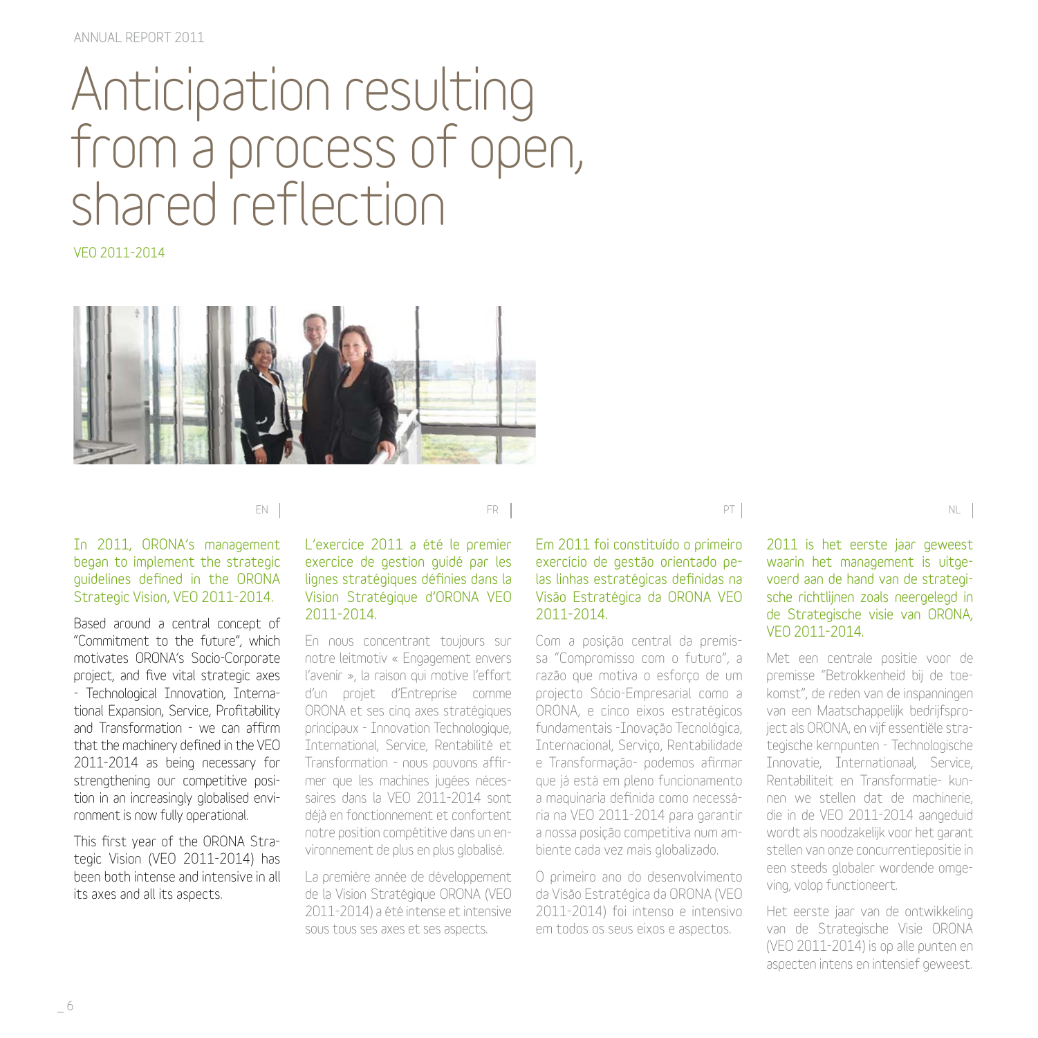# Anticipation resulting from a process of open, shared reflection

VEO 2011-2014

EN

In 2011, ORONA's management began to implement the strategic guidelines defined in the ORONA Strategic Vision, VEO 2011-2014.

Based around a central concept of "Commitment to the future", which motivates ORONA's Socio-Corporate project, and five vital strategic axes - Technological Innovation, International Expansion, Service, Profitability and Transformation - we can affirm that the machinery defined in the VEO 2011-2014 as being necessary for strengthening our competitive position in an increasingly globalised environment is now fully operational.

This first year of the ORONA Strategic Vision (VEO 2011-2014) has been both intense and intensive in all its axes and all its aspects.

FR

L'exercice 2011 a été le premier exercice de gestion guidé par les lignes stratégiques définies dans la Vision Stratégique d'ORONA VEO 2011-2014.

En nous concentrant toujours sur notre leitmotiv « Engagement envers l'avenir », la raison qui motive l'effort d'un projet d'Entreprise comme ORONA et ses cinq axes stratégiques principaux - Innovation Technologique, International, Service, Rentabilité et Transformation - nous pouvons affirmer que les machines jugées nécessaires dans la VEO 2011-2014 sont déjà en fonctionnement et confortent notre position compétitive dans un environnement de plus en plus globalisé.

La première année de développement de la Vision Stratégique ORONA (VEO 2011-2014) a été intense et intensive sous tous ses axes et ses aspects.

PT

Em 2011 foi constituído o primeiro exercício de gestão orientado pelas linhas estratégicas definidas na Visão Estratégica da ORONA VEO 2011-2014.

Com a posição central da premissa "Compromisso com o futuro", a razão que motiva o esforço de um projecto Sócio-Empresarial como a ORONA, e cinco eixos estratégicos fundamentais -Inovação Tecnológica, Internacional, Serviço, Rentabilidade e Transformação- podemos afirmar que já está em pleno funcionamento a maquinaria definida como necessária na VEO 2011-2014 para garantir a nossa posição competitiva num ambiente cada vez mais globalizado.

O primeiro ano do desenvolvimento da Visão Estratégica da ORONA (VEO 2011-2014) foi intenso e intensivo em todos os seus eixos e aspectos.

NL

2011 is het eerste jaar geweest waarin het management is uitgevoerd aan de hand van de strategische richtlijnen zoals neergelegd in de Strategische visie van ORONA, VEO 2011-2014.

Met een centrale positie voor de premisse "Betrokkenheid bij de toekomst", de reden van de inspanningen van een Maatschappelijk bedrijfsproject als ORONA, en vijf essentiële strategische kernpunten - Technologische Innovatie, Internationaal, Service, Rentabiliteit en Transformatie- kunnen we stellen dat de machinerie, die in de VEO 2011-2014 aangeduid wordt als noodzakelijk voor het garant stellen van onze concurrentiepositie in een steeds globaler wordende omgeving, volop functioneert.

Het eerste jaar van de ontwikkeling van de Strategische Visie ORONA (VEO 2011-2014) is op alle punten en aspecten intens en intensief geweest.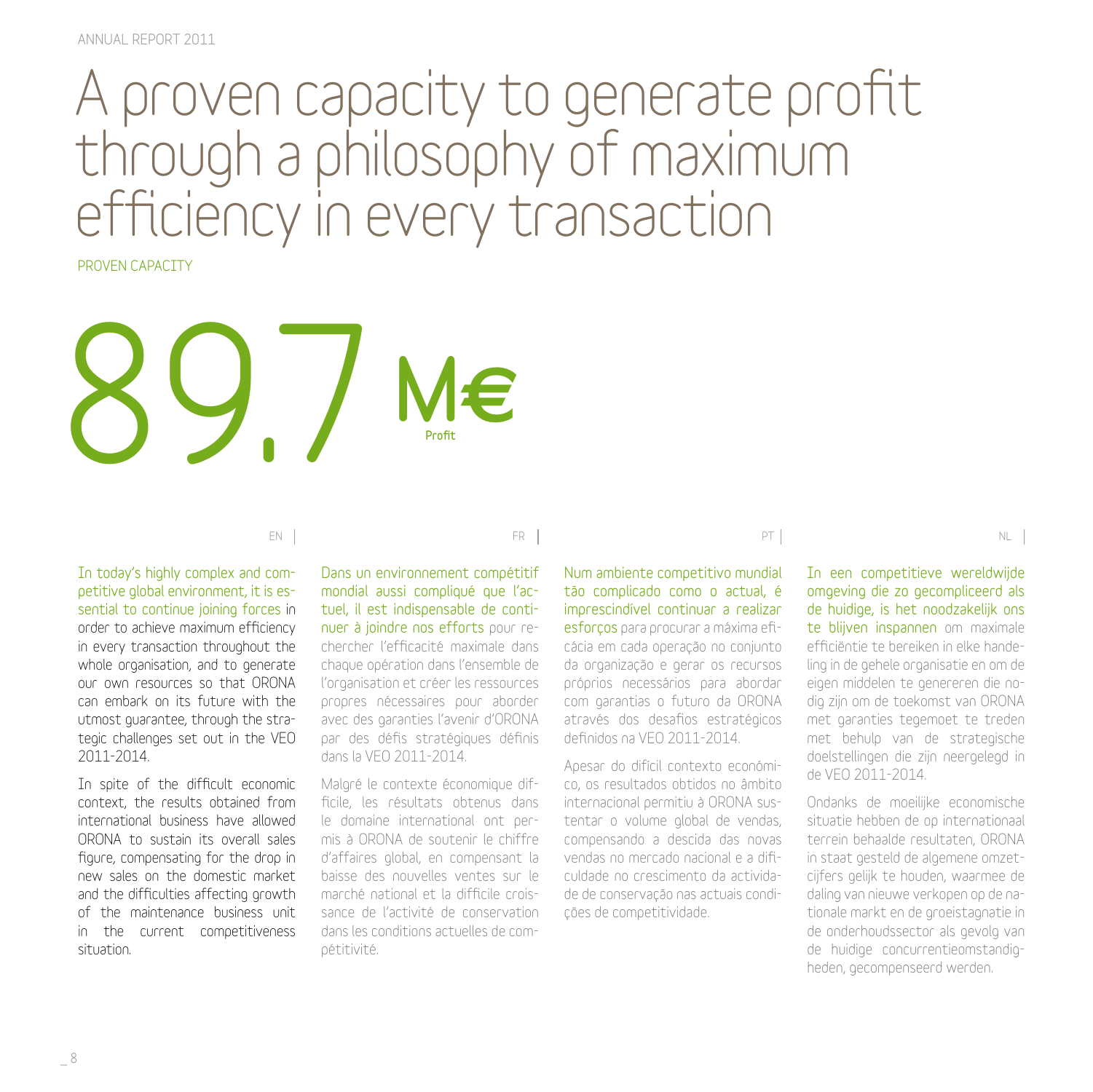# A proven capacity to generate profit through a philosophy of maximum efficiency in every transaction

PROVEN CAPACITY

**89.7 M€**
Profit

EN

In today's highly complex and competitive global environment, it is essential to continue joining forces in order to achieve maximum efficiency in every transaction throughout the whole organisation, and to generate our own resources so that ORONA can embark on its future with the utmost guarantee, through the strategic challenges set out in the VEO 2011-2014.

In spite of the difficult economic context, the results obtained from international business have allowed ORONA to sustain its overall sales figure, compensating for the drop in new sales on the domestic market and the difficulties affecting growth of the maintenance business unit in the current competitiveness situation.

FR

Dans un environnement compétitif mondial aussi compliqué que l'actuel, il est indispensable de continuer à joindre nos efforts pour rechercher l'efficacité maximale dans chaque opération dans l'ensemble de l'organisation et créer les ressources propres nécessaires pour aborder avec des garanties l'avenir d'ORONA par des défis stratégiques définis dans la VEO 2011-2014.

Malgré le contexte économique difficile, les résultats obtenus dans le domaine international ont permis à ORONA de soutenir le chiffre d'affaires global, en compensant la baisse des nouvelles ventes sur le marché national et la difficile croissance de l'activité de conservation dans les conditions actuelles de compétitivité.

PT

Num ambiente competitivo mundial tão complicado como o actual, é imprescindível continuar a realizar esforços para procurar a máxima eficácia em cada operação no conjunto da organização e gerar os recursos próprios necessários para abordar com garantias o futuro da ORONA através dos desafios estratégicos definidos na VEO 2011-2014.

Apesar do difícil contexto económico, os resultados obtidos no âmbito internacional permitiu à ORONA sustentar o volume global de vendas, compensando a descida das novas vendas no mercado nacional e a dificuldade no crescimento da actividade de conservação nas actuais condições de competitividade.

NL

In een competitieve wereldwijde omgeving die zo gecompliceerd als de huidige, is het noodzakelijk ons te blijven inspannen om maximale efficiëntie te bereiken in elke handeling in de gehele organisatie en om de eigen middelen te genereren die nodig zijn om de toekomst van ORONA met garanties tegemoet te treden met behulp van de strategische doelstellingen die zijn neergelegd in de VEO 2011-2014.

Ondanks de moeilijke economische situatie hebben de op internationaal terrein behaalde resultaten, ORONA in staat gesteld de algemene omzetcijfers gelijk te houden, waarmee de daling van nieuwe verkopen op de nationale markt en de groeistagnatie in de onderhoudssector als gevolg van de huidige concurrentieomstandigheden, gecompenseerd werden.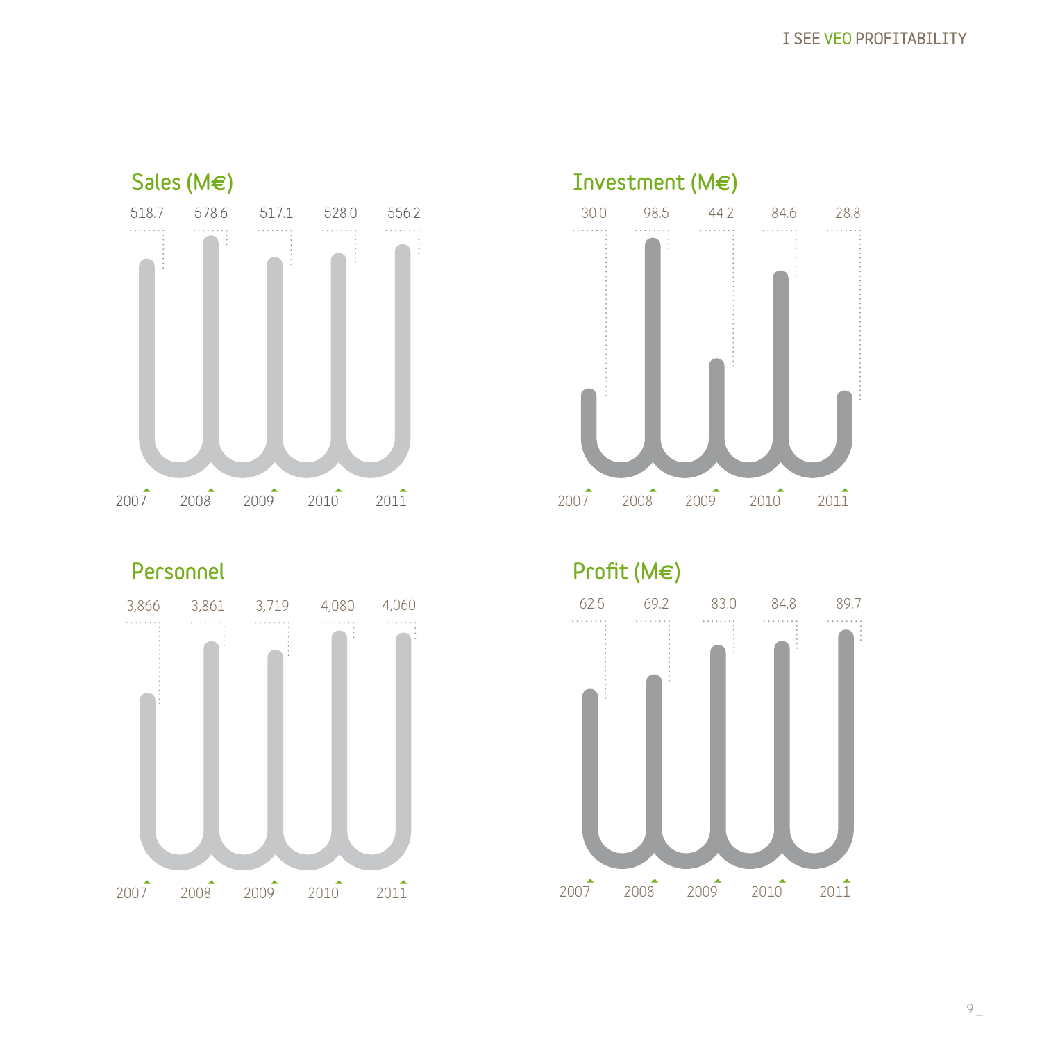## Sales (M€)

| 2007 | 2008 | 2009 | 2010 | 2011 |
|---|---|---|---|---|
| 518.7 | 578.6 | 517.1 | 528.0 | 556.2 |

## Investment (M€)

| 2007 | 2008 | 2009 | 2010 | 2011 |
|---|---|---|---|---|
| 30.0 | 98.5 | 44.2 | 84.6 | 28.8 |

## Personnel

| 2007 | 2008 | 2009 | 2010 | 2011 |
|---|---|---|---|---|
| 3,866 | 3,861 | 3,719 | 4,080 | 4,060 |

## Profit (M€)

| 2007 | 2008 | 2009 | 2010 | 2011 |
|---|---|---|---|---|
| 62.5 | 69.2 | 83.0 | 84.8 | 89.7 |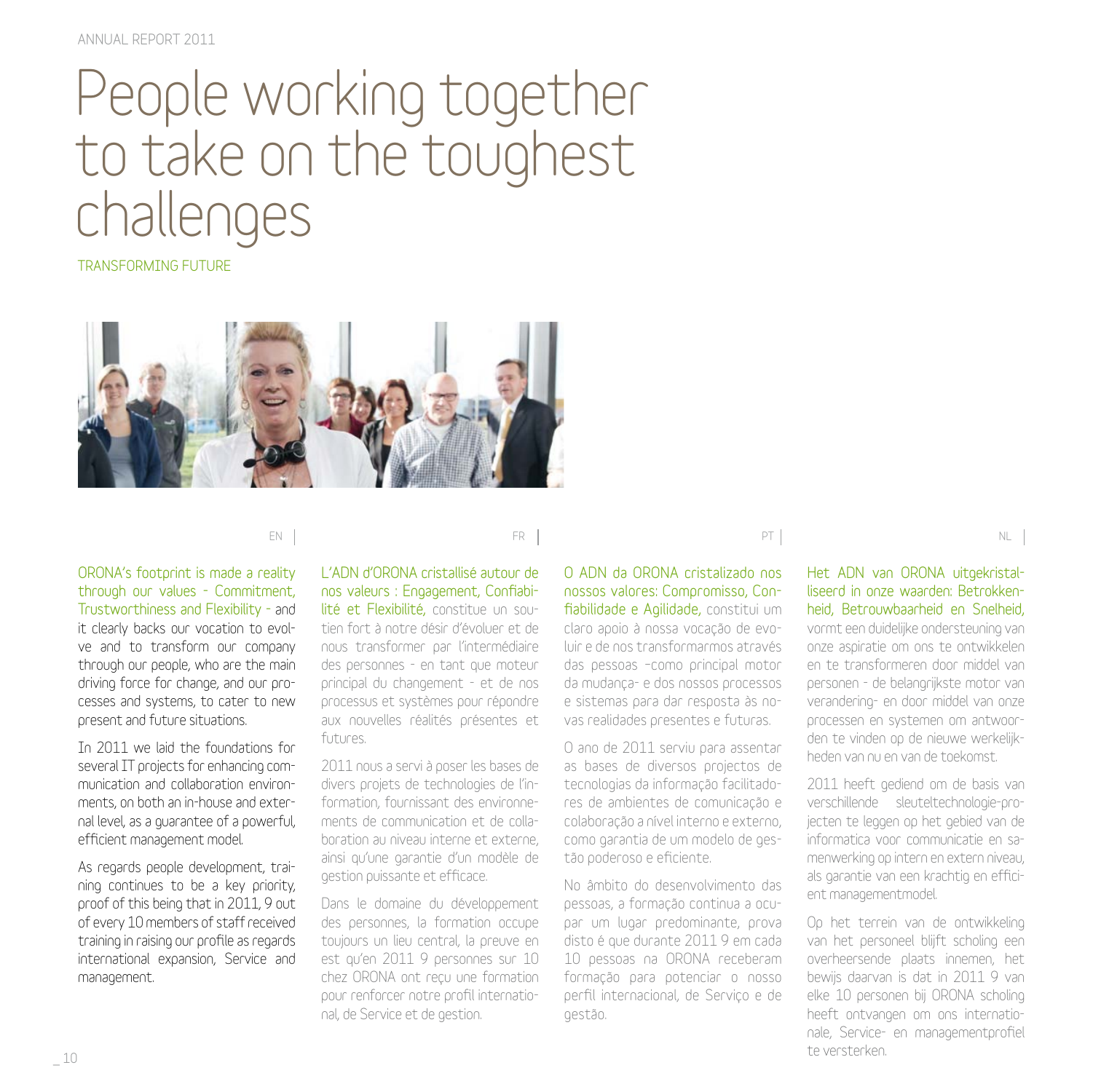# People working together to take on the toughest challenges

TRANSFORMING FUTURE

EN

ORONA's footprint is made a reality through our values - Commitment, Trustworthiness and Flexibility - and it clearly backs our vocation to evolve and to transform our company through our people, who are the main driving force for change, and our processes and systems, to cater to new present and future situations.

In 2011 we laid the foundations for several IT projects for enhancing communication and collaboration environments, on both an in-house and external level, as a guarantee of a powerful, efficient management model.

As regards people development, training continues to be a key priority, proof of this being that in 2011, 9 out of every 10 members of staff received training in raising our profile as regards international expansion, Service and management.

FR

L'ADN d'ORONA cristallisé autour de nos valeurs : Engagement, Confiabilité et Flexibilité, constitue un soutien fort à notre désir d'évoluer et de nous transformer par l'intermédiaire des personnes - en tant que moteur principal du changement - et de nos processus et systèmes pour répondre aux nouvelles réalités présentes et futures.

2011 nous a servi à poser les bases de divers projets de technologies de l'information, fournissant des environnements de communication et de collaboration au niveau interne et externe, ainsi qu'une garantie d'un modèle de gestion puissante et efficace.

Dans le domaine du développement des personnes, la formation occupe toujours un lieu central, la preuve en est qu'en 2011 9 personnes sur 10 chez ORONA ont reçu une formation pour renforcer notre profil international, de Service et de gestion.

PT

O ADN da ORONA cristalizado nos nossos valores: Compromisso, Confiabilidade e Agilidade, constitui um claro apoio à nossa vocação de evoluir e de nos transformarmos através das pessoas –como principal motor da mudança- e dos nossos processos e sistemas para dar resposta às novas realidades presentes e futuras.

O ano de 2011 serviu para assentar as bases de diversos projectos de tecnologias da informação facilitadores de ambientes de comunicação e colaboração a nível interno e externo, como garantia de um modelo de gestão poderoso e eficiente.

No âmbito do desenvolvimento das pessoas, a formação continua a ocupar um lugar predominante, prova disto é que durante 2011 9 em cada 10 pessoas na ORONA receberam formação para potenciar o nosso perfil internacional, de Serviço e de gestão.

NL

Het ADN van ORONA uitgekristalliseerd in onze waarden: Betrokkenheid, Betrouwbaarheid en Snelheid, vormt een duidelijke ondersteuning van onze aspiratie om ons te ontwikkelen en te transformeren door middel van personen - de belangrijkste motor van verandering- en door middel van onze processen en systemen om antwoorden te vinden op de nieuwe werkelijkheden van nu en van de toekomst.

2011 heeft gediend om de basis van verschillende sleuteltechnologie-projecten te leggen op het gebied van de informatica voor communicatie en samenwerking op intern en extern niveau, als garantie van een krachtig en efficient managementmodel.

Op het terrein van de ontwikkeling van het personeel blijft scholing een overheersende plaats innemen, het bewijs daarvan is dat in 2011 9 van elke 10 personen bij ORONA scholing heeft ontvangen om ons internationale, Service- en managementprofiel te versterken.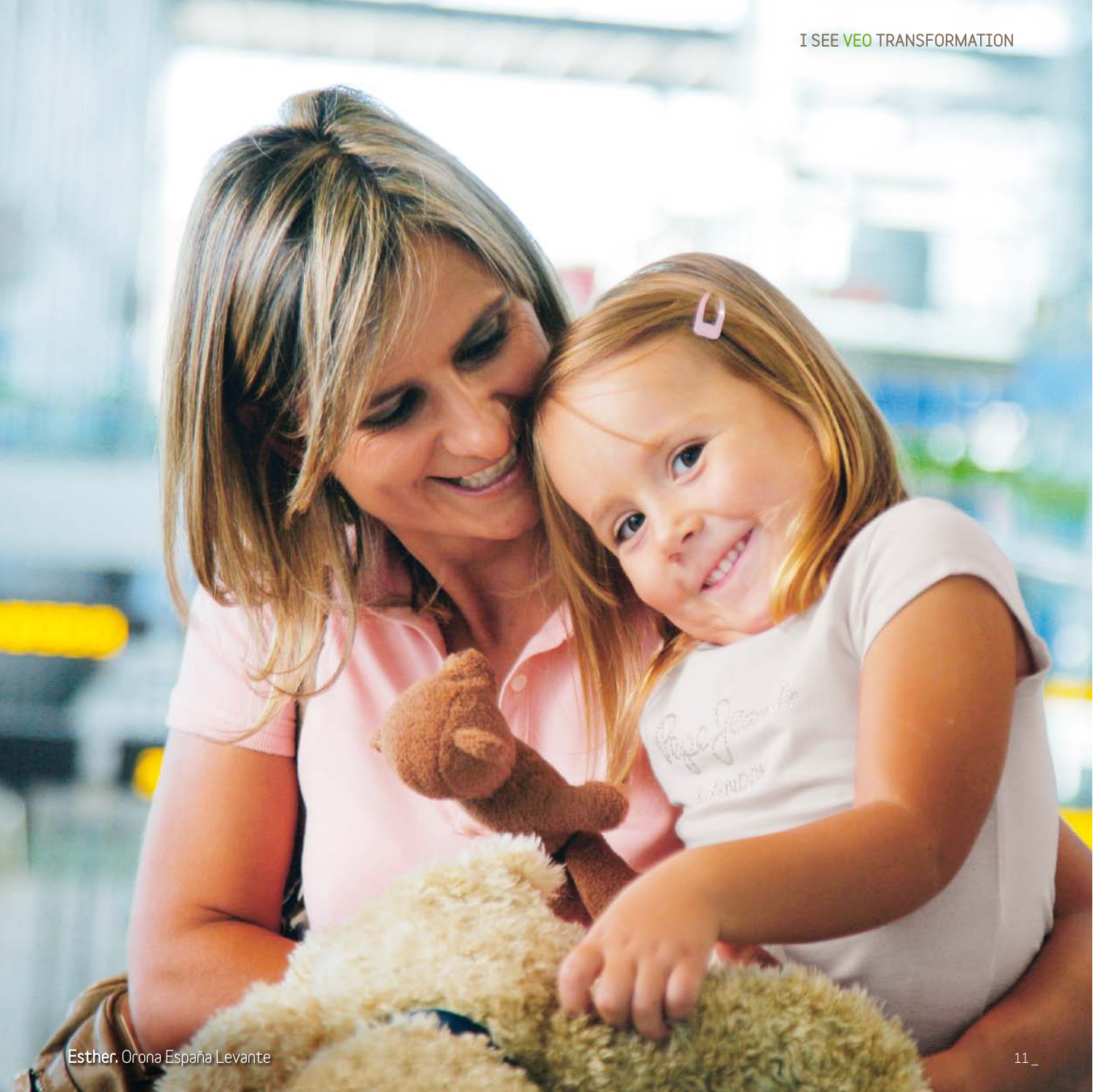**Esther.** Orona España Levante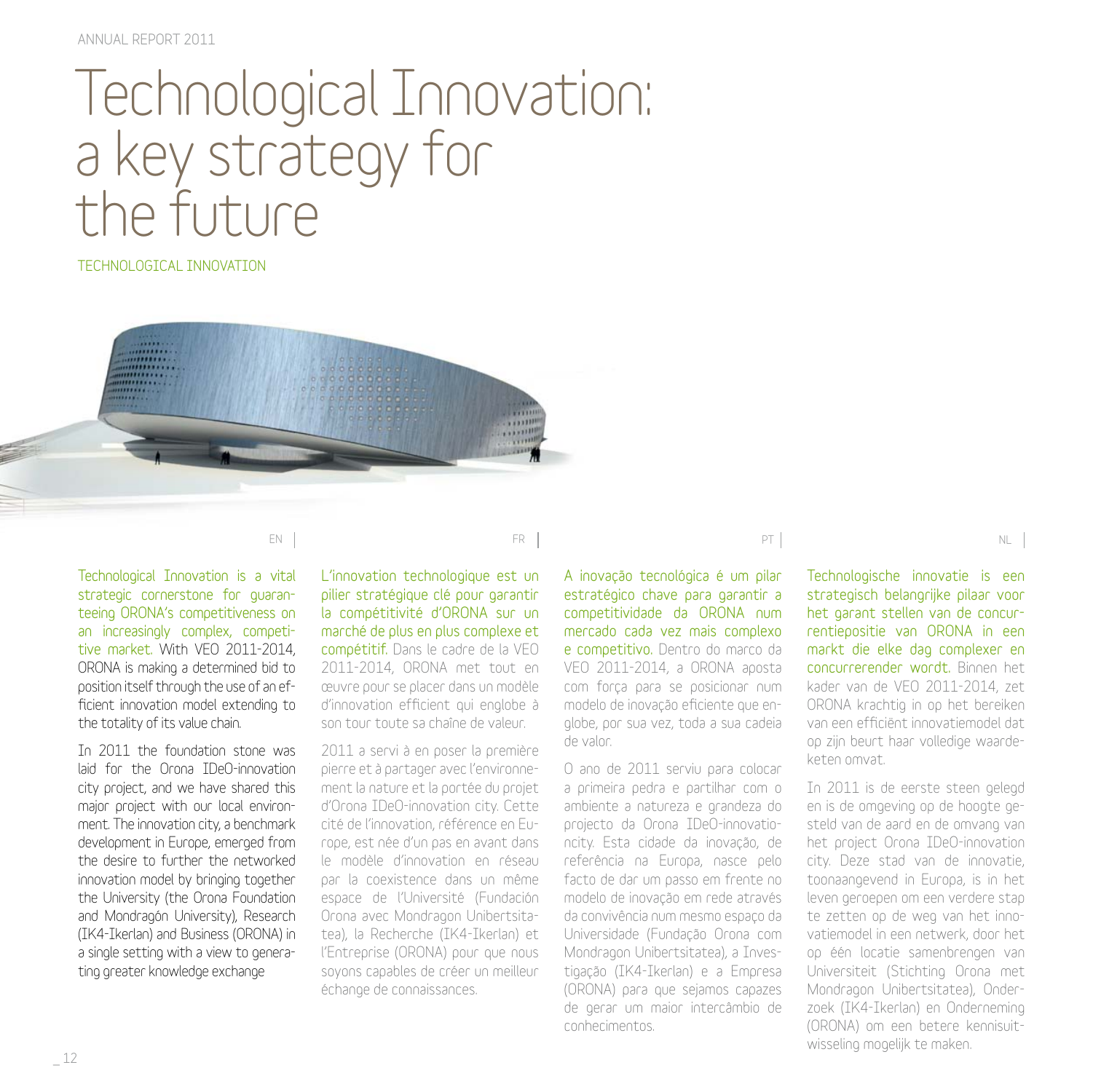# Technological Innovation: a key strategy for the future

TECHNOLOGICAL INNOVATION

EN

Technological Innovation is a vital strategic cornerstone for guaranteeing ORONA's competitiveness on an increasingly complex, competitive market. With VEO 2011-2014, ORONA is making a determined bid to position itself through the use of an efficient innovation model extending to the totality of its value chain.

In 2011 the foundation stone was laid for the Orona IDeO-innovation city project, and we have shared this major project with our local environment. The innovation city, a benchmark development in Europe, emerged from the desire to further the networked innovation model by bringing together the University (the Orona Foundation and Mondragón University), Research (IK4-Ikerlan) and Business (ORONA) in a single setting with a view to generating greater knowledge exchange

FR

L'innovation technologique est un pilier stratégique clé pour garantir la compétitivité d'ORONA sur un marché de plus en plus complexe et compétitif. Dans le cadre de la VEO 2011-2014, ORONA met tout en œuvre pour se placer dans un modèle d'innovation efficient qui englobe à son tour toute sa chaîne de valeur.

2011 a servi à en poser la première pierre et à partager avec l'environnement la nature et la portée du projet d'Orona IDeO-innovation city. Cette cité de l'innovation, référence en Europe, est née d'un pas en avant dans le modèle d'innovation en réseau par la coexistence dans un même espace de l'Université (Fundación Orona avec Mondragon Unibertsitatea), la Recherche (IK4-Ikerlan) et l'Entreprise (ORONA) pour que nous soyons capables de créer un meilleur échange de connaissances.

PT

A inovação tecnológica é um pilar estratégico chave para garantir a competitividade da ORONA num mercado cada vez mais complexo e competitivo. Dentro do marco da VEO 2011-2014, a ORONA aposta com força para se posicionar num modelo de inovação eficiente que englobe, por sua vez, toda a sua cadeia de valor.

O ano de 2011 serviu para colocar a primeira pedra e partilhar com o ambiente a natureza e grandeza do projecto da Orona IDeO-innovationcity. Esta cidade da inovação, de referência na Europa, nasce pelo facto de dar um passo em frente no modelo de inovação em rede através da convivência num mesmo espaço da Universidade (Fundação Orona com Mondragon Unibertsitatea), a Investigação (IK4-Ikerlan) e a Empresa (ORONA) para que sejamos capazes de gerar um maior intercâmbio de conhecimentos.

NL

Technologische innovatie is een strategisch belangrijke pilaar voor het garant stellen van de concurrentiepositie van ORONA in een markt die elke dag complexer en concurrerender wordt. Binnen het kader van de VEO 2011-2014, zet ORONA krachtig in op het bereiken van een efficiënt innovatiemodel dat op zijn beurt haar volledige waardeketen omvat.

In 2011 is de eerste steen gelegd en is de omgeving op de hoogte gesteld van de aard en de omvang van het project Orona IDeO-innovation city. Deze stad van de innovatie, toonaangevend in Europa, is in het leven geroepen om een verdere stap te zetten op de weg van het innovatiemodel in een netwerk, door het op één locatie samenbrengen van Universiteit (Stichting Orona met Mondragon Unibertsitatea), Onderzoek (IK4-Ikerlan) en Onderneming (ORONA) om een betere kennisuitwisseling mogelijk te maken.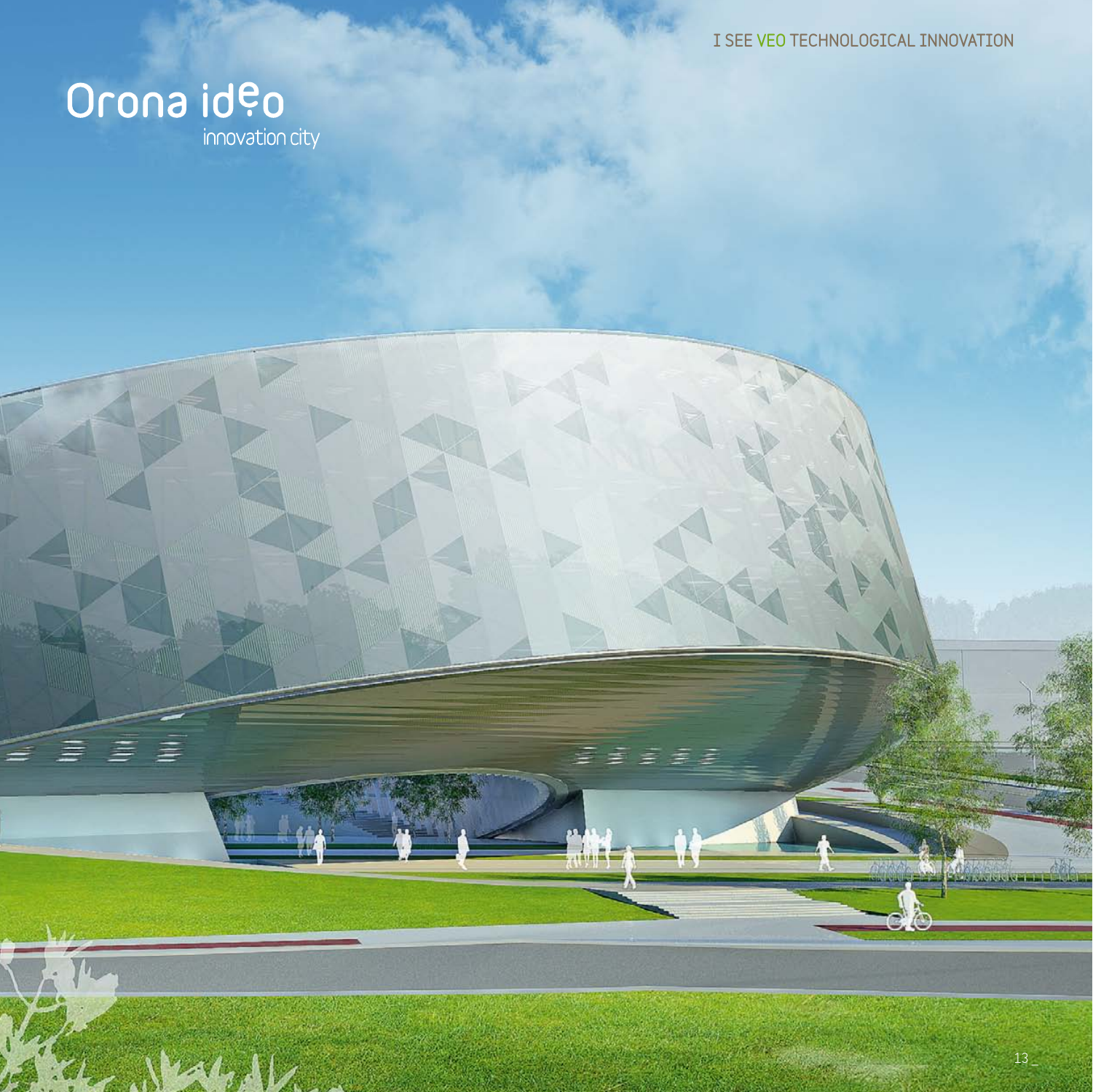Orona ideo

innovation city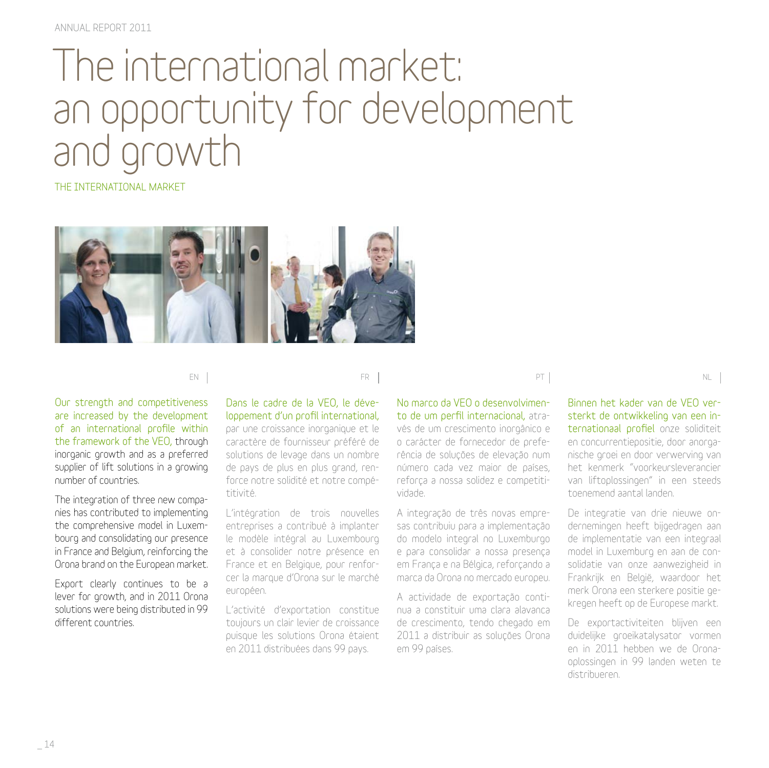# The international market: an opportunity for development and growth

THE INTERNATIONAL MARKET

EN

Our strength and competitiveness are increased by the development of an international profile within the framework of the VEO, through inorganic growth and as a preferred supplier of lift solutions in a growing number of countries.

The integration of three new companies has contributed to implementing the comprehensive model in Luxembourg and consolidating our presence in France and Belgium, reinforcing the Orona brand on the European market.

Export clearly continues to be a lever for growth, and in 2011 Orona solutions were being distributed in 99 different countries.

FR

Dans le cadre de la VEO, le développement d'un profil international, par une croissance inorganique et le caractère de fournisseur préféré de solutions de levage dans un nombre de pays de plus en plus grand, renforce notre solidité et notre compétitivité.

L'intégration de trois nouvelles entreprises a contribué à implanter le modèle intégral au Luxembourg et à consolider notre présence en France et en Belgique, pour renforcer la marque d'Orona sur le marché européen.

L'activité d'exportation constitue toujours un clair levier de croissance puisque les solutions Orona étaient en 2011 distribuées dans 99 pays.

PT

No marco da VEO o desenvolvimento de um perfil internacional, através de um crescimento inorgânico e o carácter de fornecedor de preferência de soluções de elevação num número cada vez maior de países, reforça a nossa solidez e competitividade.

A integração de três novas empresas contribuiu para a implementação do modelo integral no Luxemburgo e para consolidar a nossa presença em França e na Bélgica, reforçando a marca da Orona no mercado europeu.

A actividade de exportação continua a constituir uma clara alavanca de crescimento, tendo chegado em 2011 a distribuir as soluções Orona em 99 países.

NL

Binnen het kader van de VEO versterkt de ontwikkeling van een internationaal profiel onze soliditeit en concurrentiepositie, door anorganische groei en door verwerving van het kenmerk "voorkeursleverancier van liftoplossingen" in een steeds toenemend aantal landen.

De integratie van drie nieuwe ondernemingen heeft bijgedragen aan de implementatie van een integraal model in Luxemburg en aan de consolidatie van onze aanwezigheid in Frankrijk en België, waardoor het merk Orona een sterkere positie gekregen heeft op de Europese markt.

De exportactiviteiten blijven een duidelijke groeikatalysator vormen en in 2011 hebben we de Orona-oplossingen in 99 landen weten te distribueren.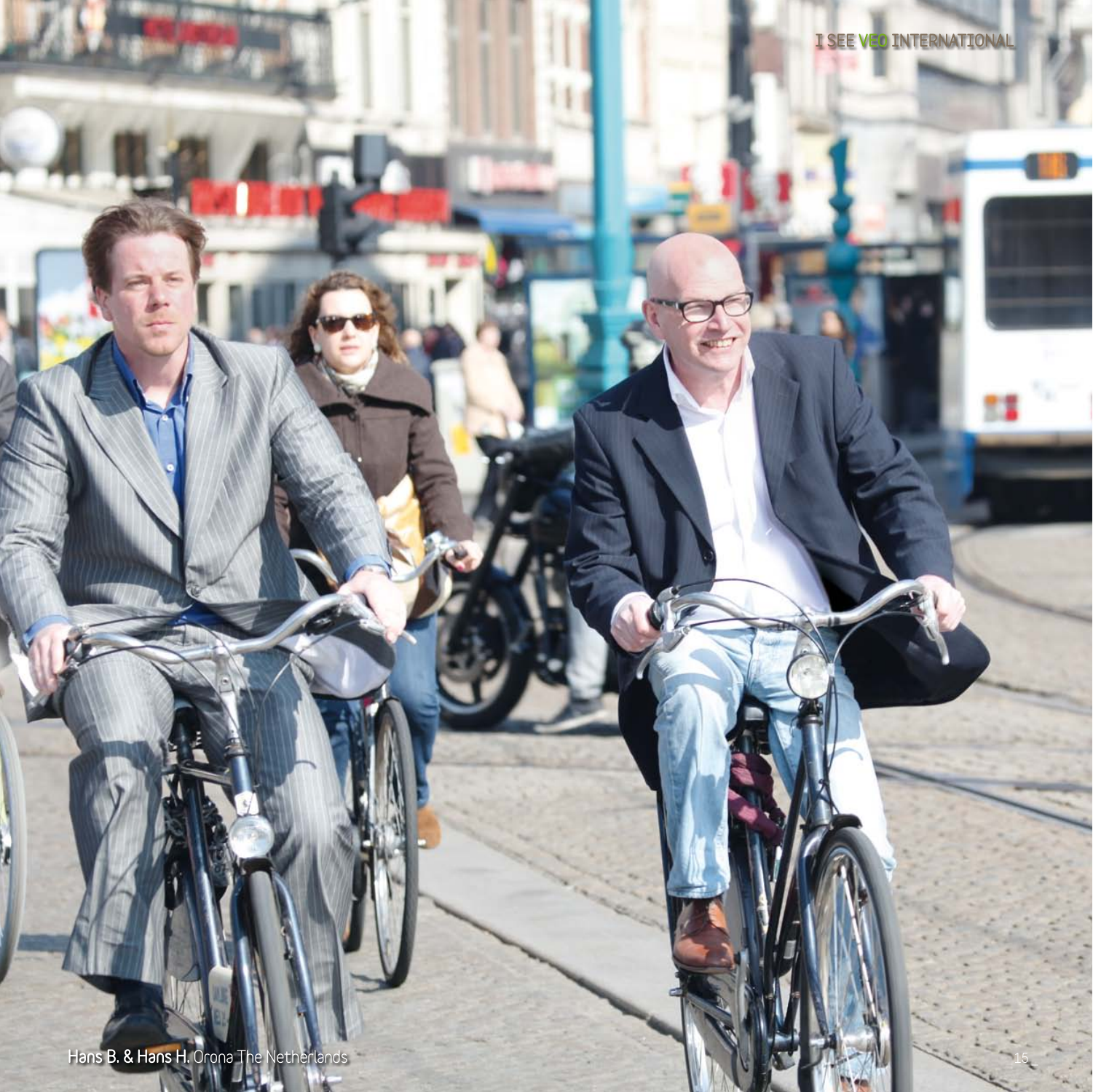Hans B. & Hans H. Orona The Netherlands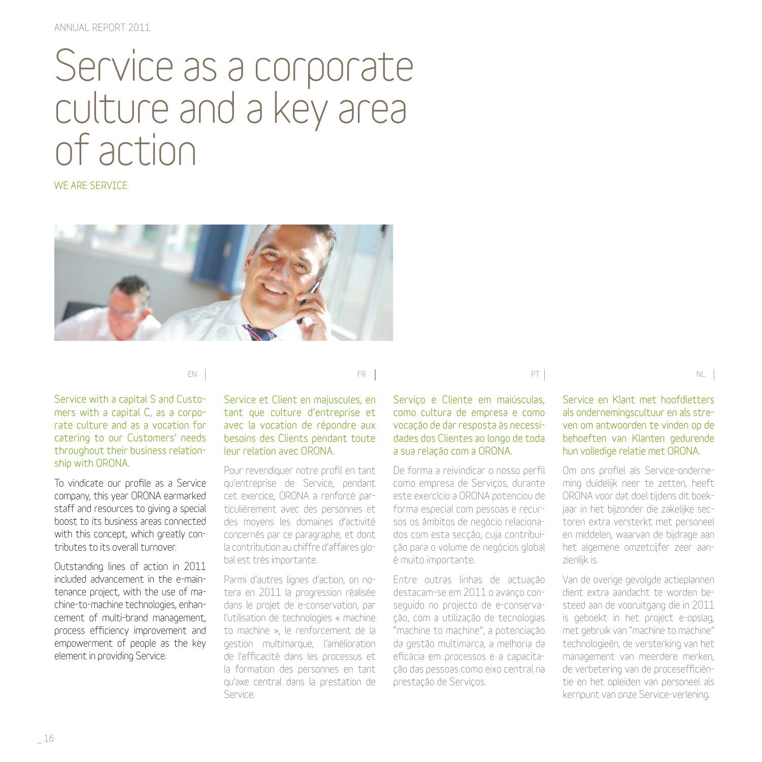# Service as a corporate culture and a key area of action

WE ARE SERVICE

EN

Service with a capital S and Customers with a capital C, as a corporate culture and as a vocation for catering to our Customers' needs throughout their business relationship with ORONA.

To vindicate our profile as a Service company, this year ORONA earmarked staff and resources to giving a special boost to its business areas connected with this concept, which greatly contributes to its overall turnover.

Outstanding lines of action in 2011 included advancement in the e-maintenance project, with the use of machine-to-machine technologies, enhancement of multi-brand management, process efficiency improvement and empowerment of people as the key element in providing Service.

FR

Service et Client en majuscules, en tant que culture d'entreprise et avec la vocation de répondre aux besoins des Clients pendant toute leur relation avec ORONA.

Pour revendiquer notre profil en tant qu'entreprise de Service, pendant cet exercice, ORONA a renforcé particulièrement avec des personnes et des moyens les domaines d'activité concernés par ce paragraphe, et dont la contribution au chiffre d'affaires global est très importante.

Parmi d'autres lignes d'action, on notera en 2011 la progression réalisée dans le projet de e-conservation, par l'utilisation de technologies « machine to machine », le renforcement de la gestion multimarque, l'amélioration de l'efficacité dans les processus et la formation des personnes en tant qu'axe central dans la prestation de Service.

PT

Serviço e Cliente em maiúsculas, como cultura de empresa e como vocação de dar resposta às necessidades dos Clientes ao longo de toda a sua relação com a ORONA.

De forma a reivindicar o nosso perfil como empresa de Serviços, durante este exercício a ORONA potenciou de forma especial com pessoas e recursos os âmbitos de negócio relacionados com esta secção, cuja contribuição para o volume de negócios global é muito importante.

Entre outras linhas de actuação destacam-se em 2011 o avanço conseguido no projecto de e-conservação, com a utilização de tecnologias "machine to machine", a potenciação da gestão multimarca, a melhoria da eficácia em processos e a capacitação das pessoas como eixo central na prestação de Serviços.

NL

Service en Klant met hoofdletters als ondernemingscultuur en als streven om antwoorden te vinden op de behoeften van Klanten gedurende hun volledige relatie met ORONA.

Om ons profiel als Service-onderneming duidelijk neer te zetten, heeft ORONA voor dat doel tijdens dit boekjaar in het bijzonder die zakelijke sectoren extra versterkt met personeel en middelen, waarvan de bijdrage aan het algemene omzetcijfer zeer aanzienlijk is.

Van de overige gevolgde actieplannen dient extra aandacht te worden besteed aan de vooruitgang die in 2011 is geboekt in het project e-opslag, met gebruik van "machine to machine" technologieën, de versterking van het management van meerdere merken, de verbetering van de procesefficiëntie en het opleiden van personeel als kernpunt van onze Service-verlening.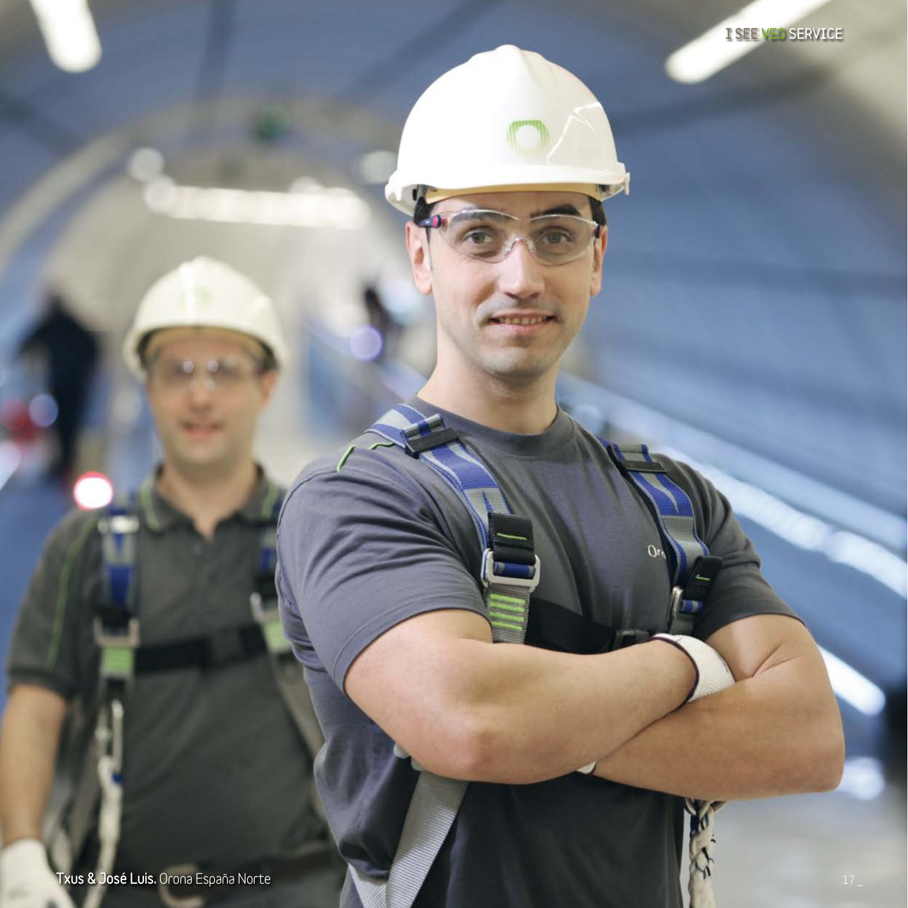Txus & José Luis. Orona España Norte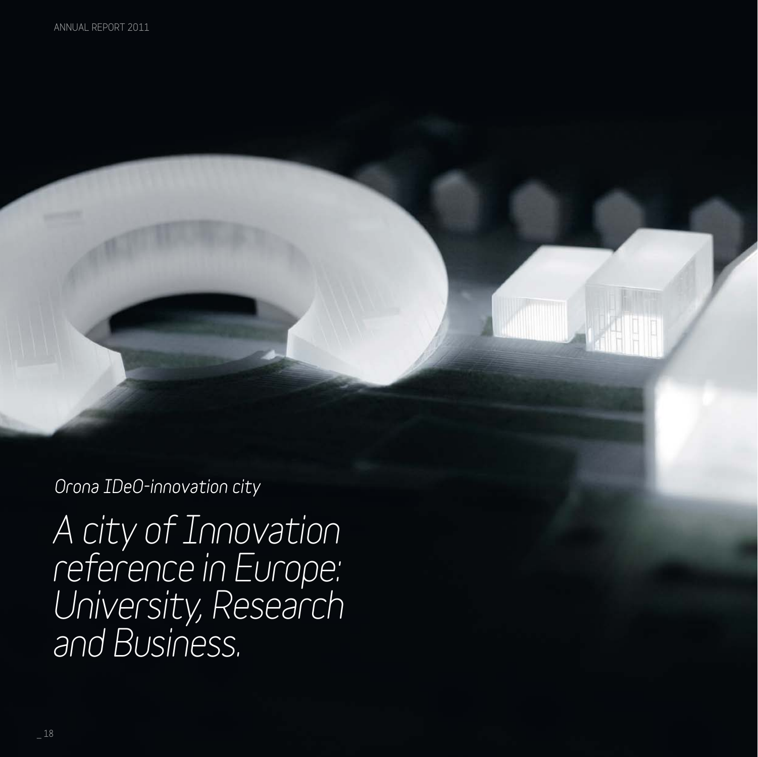*Orona IDeO-innovation city*

# *A city of Innovation reference in Europe: University, Research and Business.*